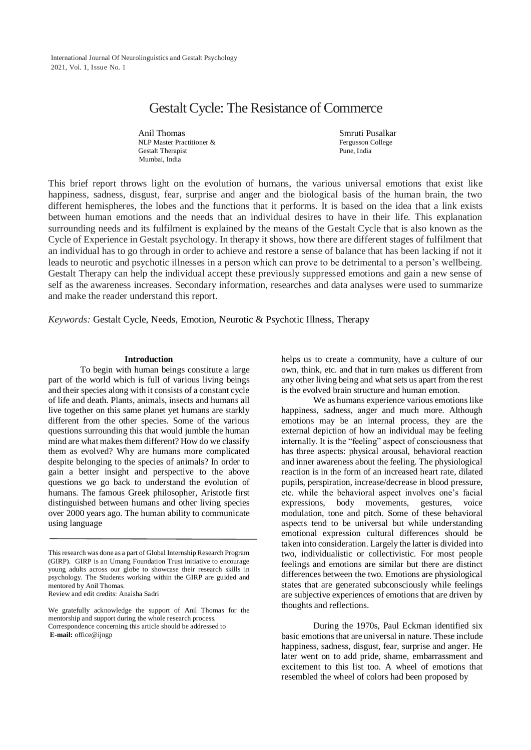# Gestalt Cycle: The Resistance of Commerce

Anil Thomas
NLP Master Practitioner &
Gestalt Therapist
Mumbai, India

Smruti Pusalkar
Fergusson College
Pune, India

This brief report throws light on the evolution of humans, the various universal emotions that exist like happiness, sadness, disgust, fear, surprise and anger and the biological basis of the human brain, the two different hemispheres, the lobes and the functions that it performs. It is based on the idea that a link exists between human emotions and the needs that an individual desires to have in their life. This explanation surrounding needs and its fulfilment is explained by the means of the Gestalt Cycle that is also known as the Cycle of Experience in Gestalt psychology. In therapy it shows, how there are different stages of fulfilment that an individual has to go through in order to achieve and restore a sense of balance that has been lacking if not it leads to neurotic and psychotic illnesses in a person which can prove to be detrimental to a person's wellbeing. Gestalt Therapy can help the individual accept these previously suppressed emotions and gain a new sense of self as the awareness increases. Secondary information, researches and data analyses were used to summarize and make the reader understand this report.

*Keywords:* Gestalt Cycle, Needs, Emotion, Neurotic & Psychotic Illness, Therapy

## Introduction

To begin with human beings constitute a large part of the world which is full of various living beings and their species along with it consists of a constant cycle of life and death. Plants, animals, insects and humans all live together on this same planet yet humans are starkly different from the other species. Some of the various questions surrounding this that would jumble the human mind are what makes them different? How do we classify them as evolved? Why are humans more complicated despite belonging to the species of animals? In order to gain a better insight and perspective to the above questions we go back to understand the evolution of humans. The famous Greek philosopher, Aristotle first distinguished between humans and other living species over 2000 years ago. The human ability to communicate using language helps us to create a community, have a culture of our own, think, etc. and that in turn makes us different from any other living being and what sets us apart from the rest is the evolved brain structure and human emotion.

We as humans experience various emotions like happiness, sadness, anger and much more. Although emotions may be an internal process, they are the external depiction of how an individual may be feeling internally. It is the "feeling" aspect of consciousness that has three aspects: physical arousal, behavioral reaction and inner awareness about the feeling. The physiological reaction is in the form of an increased heart rate, dilated pupils, perspiration, increase/decrease in blood pressure, etc. while the behavioral aspect involves one's facial expressions, body movements, gestures, voice modulation, tone and pitch. Some of these behavioral aspects tend to be universal but while understanding emotional expression cultural differences should be taken into consideration. Largely the latter is divided into two, individualistic or collectivistic. For most people feelings and emotions are similar but there are distinct differences between the two. Emotions are physiological states that are generated subconsciously while feelings are subjective experiences of emotions that are driven by thoughts and reflections.

During the 1970s, Paul Eckman identified six basic emotions that are universal in nature. These include happiness, sadness, disgust, fear, surprise and anger. He later went on to add pride, shame, embarrassment and excitement to this list too. A wheel of emotions that resembled the wheel of colors had been proposed by

---

This research was done as a part of Global Internship Research Program (GIRP). GIRP is an Umang Foundation Trust initiative to encourage young adults across our globe to showcase their research skills in psychology. The Students working within the GIRP are guided and mentored by Anil Thomas.
Review and edit credits: Anaisha Sadri

We gratefully acknowledge the support of Anil Thomas for the mentorship and support during the whole research process.
Correspondence concerning this article should be addressed to
**E-mail:** office@ijngp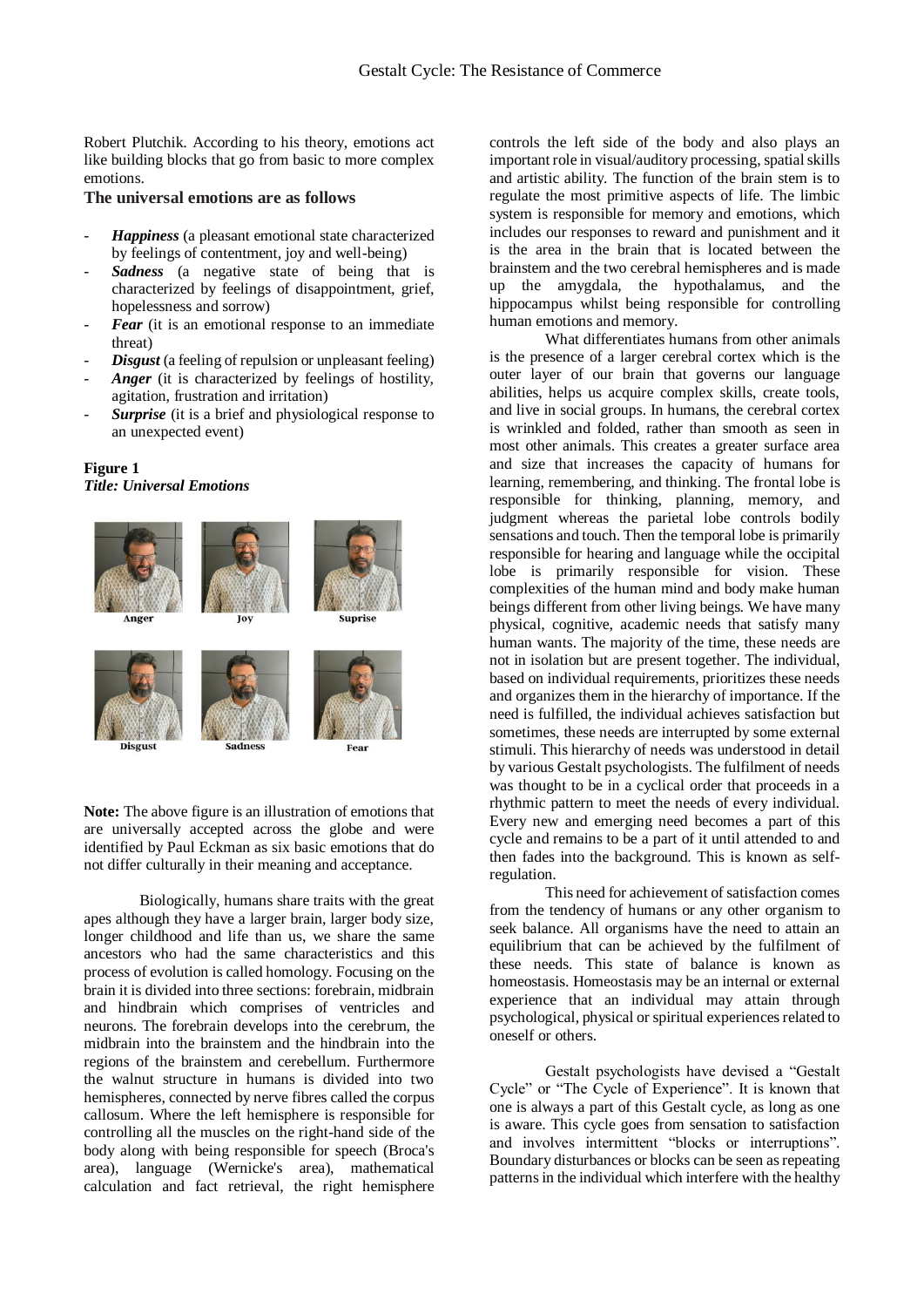Robert Plutchik. According to his theory, emotions act like building blocks that go from basic to more complex emotions.

**The universal emotions are as follows**

- ***Happiness*** (a pleasant emotional state characterized by feelings of contentment, joy and well-being)
- ***Sadness*** (a negative state of being that is characterized by feelings of disappointment, grief, hopelessness and sorrow)
- ***Fear*** (it is an emotional response to an immediate threat)
- ***Disgust*** (a feeling of repulsion or unpleasant feeling)
- ***Anger*** (it is characterized by feelings of hostility, agitation, frustration and irritation)
- ***Surprise*** (it is a brief and physiological response to an unexpected event)

**Figure 1**
***Title: Universal Emotions***

Anger Joy Suprise

Disgust Sadness Fear

**Note:** The above figure is an illustration of emotions that are universally accepted across the globe and were identified by Paul Eckman as six basic emotions that do not differ culturally in their meaning and acceptance.

Biologically, humans share traits with the great apes although they have a larger brain, larger body size, longer childhood and life than us, we share the same ancestors who had the same characteristics and this process of evolution is called homology. Focusing on the brain it is divided into three sections: forebrain, midbrain and hindbrain which comprises of ventricles and neurons. The forebrain develops into the cerebrum, the midbrain into the brainstem and the hindbrain into the regions of the brainstem and cerebellum. Furthermore the walnut structure in humans is divided into two hemispheres, connected by nerve fibres called the corpus callosum. Where the left hemisphere is responsible for controlling all the muscles on the right-hand side of the body along with being responsible for speech (Broca's area), language (Wernicke's area), mathematical calculation and fact retrieval, the right hemisphere controls the left side of the body and also plays an important role in visual/auditory processing, spatial skills and artistic ability. The function of the brain stem is to regulate the most primitive aspects of life. The limbic system is responsible for memory and emotions, which includes our responses to reward and punishment and it is the area in the brain that is located between the brainstem and the two cerebral hemispheres and is made up the amygdala, the hypothalamus, and the hippocampus whilst being responsible for controlling human emotions and memory.

What differentiates humans from other animals is the presence of a larger cerebral cortex which is the outer layer of our brain that governs our language abilities, helps us acquire complex skills, create tools, and live in social groups. In humans, the cerebral cortex is wrinkled and folded, rather than smooth as seen in most other animals. This creates a greater surface area and size that increases the capacity of humans for learning, remembering, and thinking. The frontal lobe is responsible for thinking, planning, memory, and judgment whereas the parietal lobe controls bodily sensations and touch. Then the temporal lobe is primarily responsible for hearing and language while the occipital lobe is primarily responsible for vision. These complexities of the human mind and body make human beings different from other living beings. We have many physical, cognitive, academic needs that satisfy many human wants. The majority of the time, these needs are not in isolation but are present together. The individual, based on individual requirements, prioritizes these needs and organizes them in the hierarchy of importance. If the need is fulfilled, the individual achieves satisfaction but sometimes, these needs are interrupted by some external stimuli. This hierarchy of needs was understood in detail by various Gestalt psychologists. The fulfilment of needs was thought to be in a cyclical order that proceeds in a rhythmic pattern to meet the needs of every individual. Every new and emerging need becomes a part of this cycle and remains to be a part of it until attended to and then fades into the background. This is known as self-regulation.

This need for achievement of satisfaction comes from the tendency of humans or any other organism to seek balance. All organisms have the need to attain an equilibrium that can be achieved by the fulfilment of these needs. This state of balance is known as homeostasis. Homeostasis may be an internal or external experience that an individual may attain through psychological, physical or spiritual experiences related to oneself or others.

Gestalt psychologists have devised a "Gestalt Cycle" or "The Cycle of Experience". It is known that one is always a part of this Gestalt cycle, as long as one is aware. This cycle goes from sensation to satisfaction and involves intermittent "blocks or interruptions". Boundary disturbances or blocks can be seen as repeating patterns in the individual which interfere with the healthy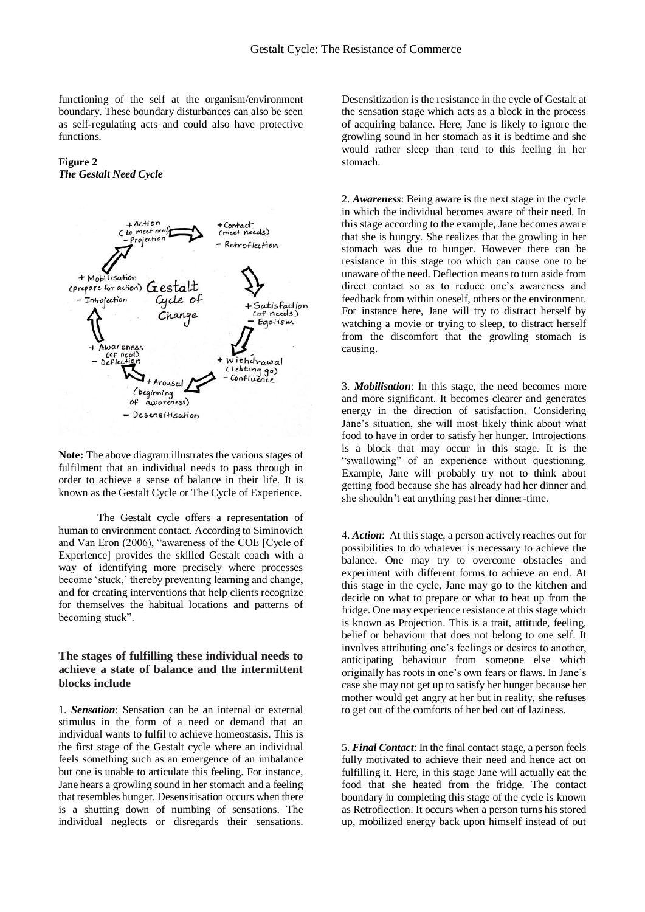functioning of the self at the organism/environment boundary. These boundary disturbances can also be seen as self-regulating acts and could also have protective functions.

**Figure 2**
***The Gestalt Need Cycle***

**Note:** The above diagram illustrates the various stages of fulfilment that an individual needs to pass through in order to achieve a sense of balance in their life. It is known as the Gestalt Cycle or The Cycle of Experience.

The Gestalt cycle offers a representation of human to environment contact. According to Siminovich and Van Eron (2006), "awareness of the COE [Cycle of Experience] provides the skilled Gestalt coach with a way of identifying more precisely where processes become 'stuck,' thereby preventing learning and change, and for creating interventions that help clients recognize for themselves the habitual locations and patterns of becoming stuck".

### The stages of fulfilling these individual needs to achieve a state of balance and the intermittent blocks include

1. ***Sensation***: Sensation can be an internal or external stimulus in the form of a need or demand that an individual wants to fulfil to achieve homeostasis. This is the first stage of the Gestalt cycle where an individual feels something such as an emergence of an imbalance but one is unable to articulate this feeling. For instance, Jane hears a growling sound in her stomach and a feeling that resembles hunger. Desensitisation occurs when there is a shutting down of numbing of sensations. The individual neglects or disregards their sensations. Desensitization is the resistance in the cycle of Gestalt at the sensation stage which acts as a block in the process of acquiring balance. Here, Jane is likely to ignore the growling sound in her stomach as it is bedtime and she would rather sleep than tend to this feeling in her stomach.

2. ***Awareness***: Being aware is the next stage in the cycle in which the individual becomes aware of their need. In this stage according to the example, Jane becomes aware that she is hungry. She realizes that the growling in her stomach was due to hunger. However there can be resistance in this stage too which can cause one to be unaware of the need. Deflection means to turn aside from direct contact so as to reduce one's awareness and feedback from within oneself, others or the environment. For instance here, Jane will try to distract herself by watching a movie or trying to sleep, to distract herself from the discomfort that the growling stomach is causing.

3. ***Mobilisation***: In this stage, the need becomes more and more significant. It becomes clearer and generates energy in the direction of satisfaction. Considering Jane's situation, she will most likely think about what food to have in order to satisfy her hunger. Introjections is a block that may occur in this stage. It is the "swallowing" of an experience without questioning. Example, Jane will probably try not to think about getting food because she has already had her dinner and she shouldn't eat anything past her dinner-time.

4. ***Action***: At this stage, a person actively reaches out for possibilities to do whatever is necessary to achieve the balance. One may try to overcome obstacles and experiment with different forms to achieve an end. At this stage in the cycle, Jane may go to the kitchen and decide on what to prepare or what to heat up from the fridge. One may experience resistance at this stage which is known as Projection. This is a trait, attitude, feeling, belief or behaviour that does not belong to one self. It involves attributing one's feelings or desires to another, anticipating behaviour from someone else which originally has roots in one's own fears or flaws. In Jane's case she may not get up to satisfy her hunger because her mother would get angry at her but in reality, she refuses to get out of the comforts of her bed out of laziness.

5. ***Final Contact***: In the final contact stage, a person feels fully motivated to achieve their need and hence act on fulfilling it. Here, in this stage Jane will actually eat the food that she heated from the fridge. The contact boundary in completing this stage of the cycle is known as Retroflection. It occurs when a person turns his stored up, mobilized energy back upon himself instead of out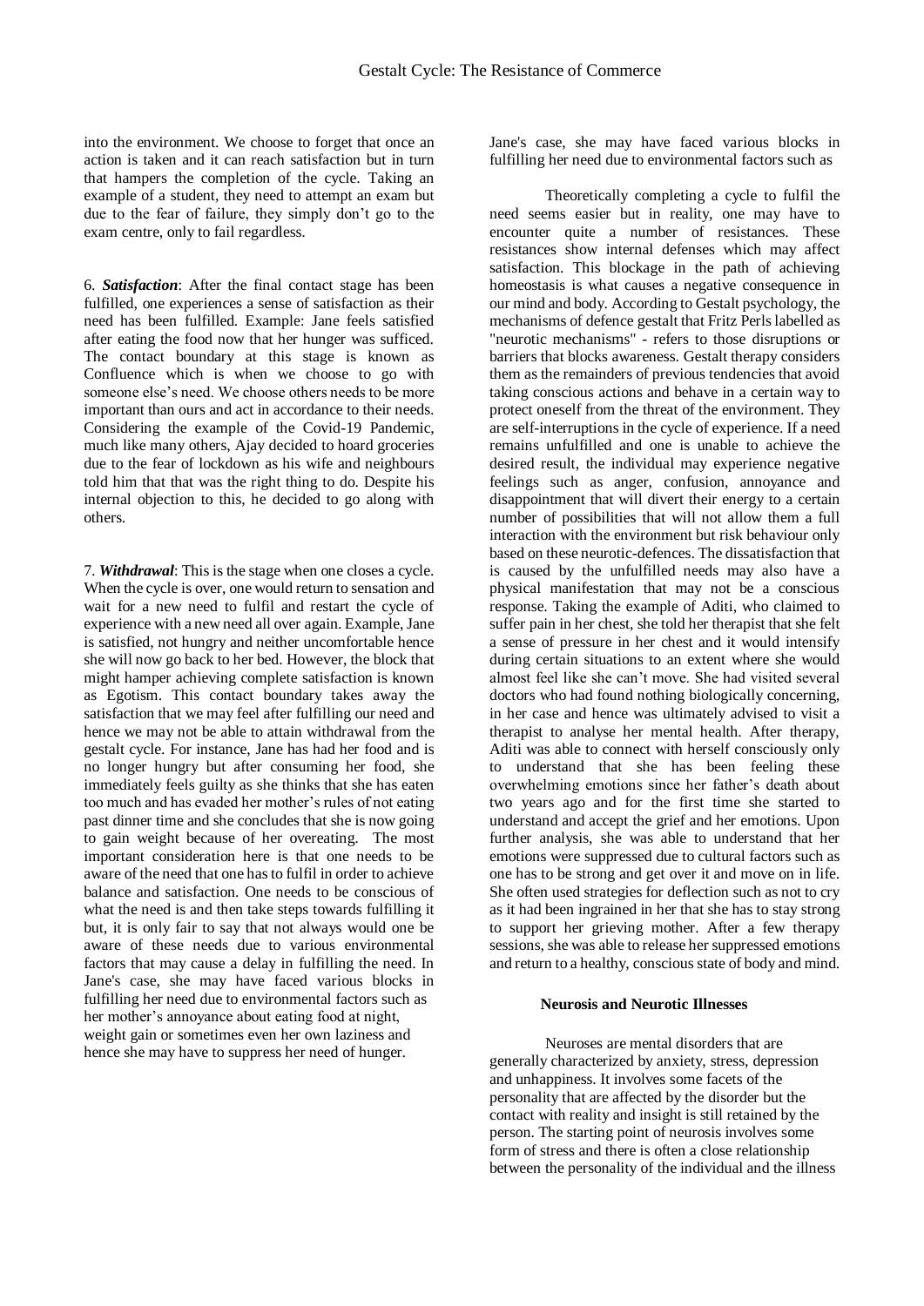into the environment. We choose to forget that once an action is taken and it can reach satisfaction but in turn that hampers the completion of the cycle. Taking an example of a student, they need to attempt an exam but due to the fear of failure, they simply don't go to the exam centre, only to fail regardless.

6. ***Satisfaction***: After the final contact stage has been fulfilled, one experiences a sense of satisfaction as their need has been fulfilled. Example: Jane feels satisfied after eating the food now that her hunger was sufficed. The contact boundary at this stage is known as Confluence which is when we choose to go with someone else's need. We choose others needs to be more important than ours and act in accordance to their needs. Considering the example of the Covid-19 Pandemic, much like many others, Ajay decided to hoard groceries due to the fear of lockdown as his wife and neighbours told him that that was the right thing to do. Despite his internal objection to this, he decided to go along with others.

7. ***Withdrawal***: This is the stage when one closes a cycle. When the cycle is over, one would return to sensation and wait for a new need to fulfil and restart the cycle of experience with a new need all over again. Example, Jane is satisfied, not hungry and neither uncomfortable hence she will now go back to her bed. However, the block that might hamper achieving complete satisfaction is known as Egotism. This contact boundary takes away the satisfaction that we may feel after fulfilling our need and hence we may not be able to attain withdrawal from the gestalt cycle. For instance, Jane has had her food and is no longer hungry but after consuming her food, she immediately feels guilty as she thinks that she has eaten too much and has evaded her mother's rules of not eating past dinner time and she concludes that she is now going to gain weight because of her overeating. The most important consideration here is that one needs to be aware of the need that one has to fulfil in order to achieve balance and satisfaction. One needs to be conscious of what the need is and then take steps towards fulfilling it but, it is only fair to say that not always would one be aware of these needs due to various environmental factors that may cause a delay in fulfilling the need. In Jane's case, she may have faced various blocks in fulfilling her need due to environmental factors such as her mother's annoyance about eating food at night, weight gain or sometimes even her own laziness and hence she may have to suppress her need of hunger.

Jane's case, she may have faced various blocks in fulfilling her need due to environmental factors such as

Theoretically completing a cycle to fulfil the need seems easier but in reality, one may have to encounter quite a number of resistances. These resistances show internal defenses which may affect satisfaction. This blockage in the path of achieving homeostasis is what causes a negative consequence in our mind and body. According to Gestalt psychology, the mechanisms of defence gestalt that Fritz Perls labelled as "neurotic mechanisms" - refers to those disruptions or barriers that blocks awareness. Gestalt therapy considers them as the remainders of previous tendencies that avoid taking conscious actions and behave in a certain way to protect oneself from the threat of the environment. They are self-interruptions in the cycle of experience. If a need remains unfulfilled and one is unable to achieve the desired result, the individual may experience negative feelings such as anger, confusion, annoyance and disappointment that will divert their energy to a certain number of possibilities that will not allow them a full interaction with the environment but risk behaviour only based on these neurotic-defences. The dissatisfaction that is caused by the unfulfilled needs may also have a physical manifestation that may not be a conscious response. Taking the example of Aditi, who claimed to suffer pain in her chest, she told her therapist that she felt a sense of pressure in her chest and it would intensify during certain situations to an extent where she would almost feel like she can't move. She had visited several doctors who had found nothing biologically concerning, in her case and hence was ultimately advised to visit a therapist to analyse her mental health. After therapy, Aditi was able to connect with herself consciously only to understand that she has been feeling these overwhelming emotions since her father's death about two years ago and for the first time she started to understand and accept the grief and her emotions. Upon further analysis, she was able to understand that her emotions were suppressed due to cultural factors such as one has to be strong and get over it and move on in life. She often used strategies for deflection such as not to cry as it had been ingrained in her that she has to stay strong to support her grieving mother. After a few therapy sessions, she was able to release her suppressed emotions and return to a healthy, conscious state of body and mind.

## Neurosis and Neurotic Illnesses

Neuroses are mental disorders that are generally characterized by anxiety, stress, depression and unhappiness. It involves some facets of the personality that are affected by the disorder but the contact with reality and insight is still retained by the person. The starting point of neurosis involves some form of stress and there is often a close relationship between the personality of the individual and the illness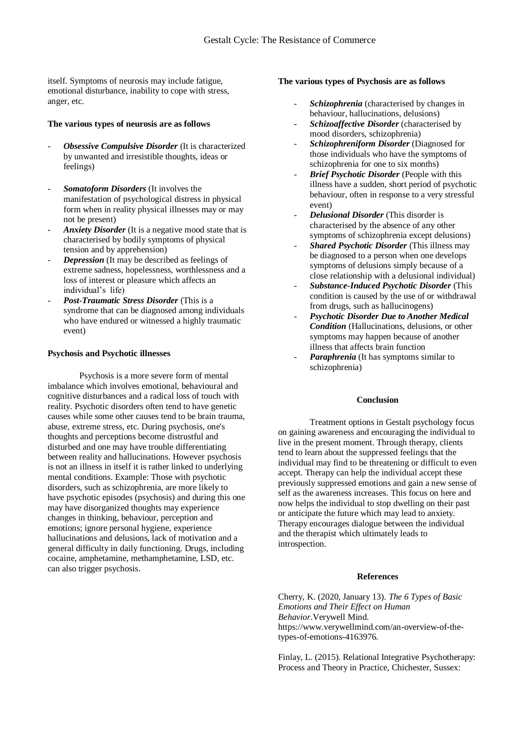itself. Symptoms of neurosis may include fatigue, emotional disturbance, inability to cope with stress, anger, etc.

**The various types of neurosis are as follows**

- ***Obsessive Compulsive Disorder*** (It is characterized by unwanted and irresistible thoughts, ideas or feelings)

- ***Somatoform Disorders*** (It involves the manifestation of psychological distress in physical form when in reality physical illnesses may or may not be present)
- ***Anxiety Disorder*** (It is a negative mood state that is characterised by bodily symptoms of physical tension and by apprehension)
- ***Depression*** (It may be described as feelings of extreme sadness, hopelessness, worthlessness and a loss of interest or pleasure which affects an individual's life)
- ***Post-Traumatic Stress Disorder*** (This is a syndrome that can be diagnosed among individuals who have endured or witnessed a highly traumatic event)

**Psychosis and Psychotic illnesses**

Psychosis is a more severe form of mental imbalance which involves emotional, behavioural and cognitive disturbances and a radical loss of touch with reality. Psychotic disorders often tend to have genetic causes while some other causes tend to be brain trauma, abuse, extreme stress, etc. During psychosis, one's thoughts and perceptions become distrustful and disturbed and one may have trouble differentiating between reality and hallucinations. However psychosis is not an illness in itself it is rather linked to underlying mental conditions. Example: Those with psychotic disorders, such as schizophrenia, are more likely to have psychotic episodes (psychosis) and during this one may have disorganized thoughts may experience changes in thinking, behaviour, perception and emotions; ignore personal hygiene, experience hallucinations and delusions, lack of motivation and a general difficulty in daily functioning. Drugs, including cocaine, amphetamine, methamphetamine, LSD, etc. can also trigger psychosis.

**The various types of Psychosis are as follows**

- ***Schizophrenia*** (characterised by changes in behaviour, hallucinations, delusions)
- ***Schizoaffective Disorder*** (characterised by mood disorders, schizophrenia)
- ***Schizophreniform Disorder*** (Diagnosed for those individuals who have the symptoms of schizophrenia for one to six months)
- ***Brief Psychotic Disorder*** (People with this illness have a sudden, short period of psychotic behaviour, often in response to a very stressful event)
- ***Delusional Disorder*** (This disorder is characterised by the absence of any other symptoms of schizophrenia except delusions)
- ***Shared Psychotic Disorder*** (This illness may be diagnosed to a person when one develops symptoms of delusions simply because of a close relationship with a delusional individual)
- ***Substance-Induced Psychotic Disorder*** (This condition is caused by the use of or withdrawal from drugs, such as hallucinogens)
- ***Psychotic Disorder Due to Another Medical Condition*** (Hallucinations, delusions, or other symptoms may happen because of another illness that affects brain function
- ***Paraphrenia*** (It has symptoms similar to schizophrenia)

**Conclusion**

Treatment options in Gestalt psychology focus on gaining awareness and encouraging the individual to live in the present moment. Through therapy, clients tend to learn about the suppressed feelings that the individual may find to be threatening or difficult to even accept. Therapy can help the individual accept these previously suppressed emotions and gain a new sense of self as the awareness increases. This focus on here and now helps the individual to stop dwelling on their past or anticipate the future which may lead to anxiety. Therapy encourages dialogue between the individual and the therapist which ultimately leads to introspection.

**References**

Cherry, K. (2020, January 13). *The 6 Types of Basic Emotions and Their Effect on Human Behavior*.Verywell Mind. https://www.verywellmind.com/an-overview-of-the-types-of-emotions-4163976.

Finlay, L. (2015). Relational Integrative Psychotherapy: Process and Theory in Practice, Chichester, Sussex: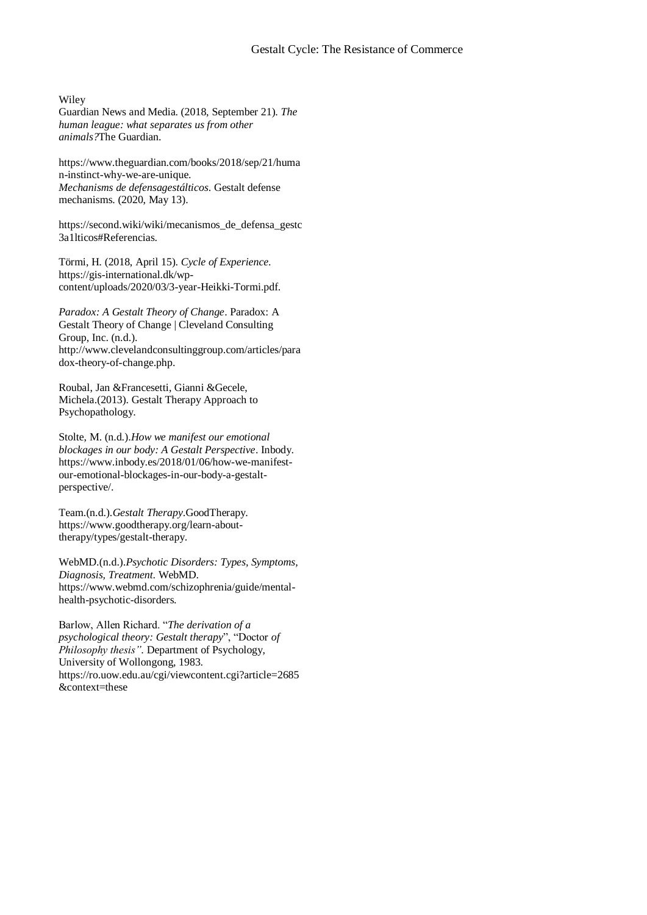Wiley
Guardian News and Media. (2018, September 21). *The human league: what separates us from other animals?*The Guardian.

https://www.theguardian.com/books/2018/sep/21/human-instinct-why-we-are-unique.
*Mechanisms de defensagestálticos*. Gestalt defense mechanisms. (2020, May 13).

https://second.wiki/wiki/mecanismos_de_defensa_gestc3a1lticos#Referencias.

Törmi, H. (2018, April 15). *Cycle of Experience*. https://gis-international.dk/wp-content/uploads/2020/03/3-year-Heikki-Tormi.pdf.

*Paradox: A Gestalt Theory of Change*. Paradox: A Gestalt Theory of Change | Cleveland Consulting Group, Inc. (n.d.). http://www.clevelandconsultinggroup.com/articles/paradox-theory-of-change.php.

Roubal, Jan &Francesetti, Gianni &Gecele, Michela.(2013). Gestalt Therapy Approach to Psychopathology.

Stolte, M. (n.d.).*How we manifest our emotional blockages in our body: A Gestalt Perspective*. Inbody. https://www.inbody.es/2018/01/06/how-we-manifest-our-emotional-blockages-in-our-body-a-gestalt-perspective/.

Team.(n.d.).*Gestalt Therapy*.GoodTherapy. https://www.goodtherapy.org/learn-about-therapy/types/gestalt-therapy.

WebMD.(n.d.).*Psychotic Disorders: Types, Symptoms, Diagnosis, Treatment*. WebMD. https://www.webmd.com/schizophrenia/guide/mental-health-psychotic-disorders.

Barlow, Allen Richard. "*The derivation of a psychological theory: Gestalt therapy*", "Doctor *of Philosophy thesis"*. Department of Psychology, University of Wollongong, 1983. https://ro.uow.edu.au/cgi/viewcontent.cgi?article=2685&context=these